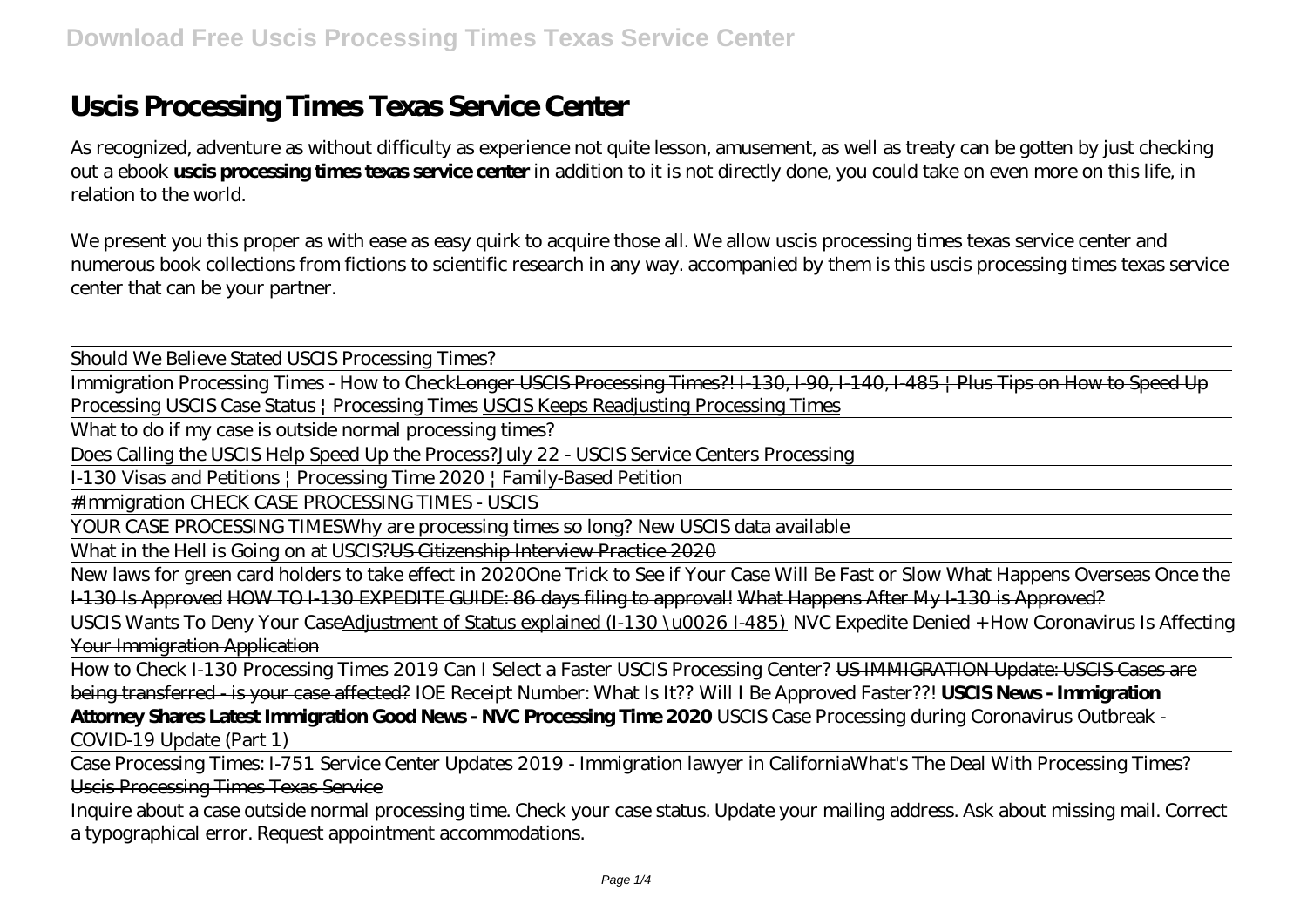# Uscis Processing Times Texas Service Center

As recognized, adventure as without difficulty as experience not quite lesson, amusement, as well as treaty can be gotten by just checking out a ebook **uscis processing times texas service center** in addition to it is not directly done, you could take on even more on this life, in relation to the world.

We present you this proper as with ease as easy quirk to acquire those all. We allow uscis processing times texas service center and numerous book collections from fictions to scientific research in any way. accompanied by them is this uscis processing times texas service center that can be your partner.

Should We Believe Stated USCIS Processing Times?

Immigration Processing Times - How to Check~~Longer USCIS Processing Times?! I-130, I-90, I-140, I-485 | Plus Tips on How to Speed Up Processing~~ *USCIS Case Status | Processing Times* USCIS Keeps Readjusting Processing Times

What to do if my case is outside normal processing times?

Does Calling the USCIS Help Speed Up the Process?*July 22 - USCIS Service Centers Processing*

I-130 Visas and Petitions | Processing Time 2020 | Family-Based Petition

#Immigration CHECK CASE PROCESSING TIMES - USCIS

YOUR CASE PROCESSING TIMES*Why are processing times so long? New USCIS data available*

What in the Hell is Going on at USCIS?~~US Citizenship Interview Practice 2020~~

New laws for green card holders to take effect in 2020One Trick to See if Your Case Will Be Fast or Slow ~~What Happens Overseas Once the I-130 Is Approved~~ ~~HOW TO I-130 EXPEDITE GUIDE: 86 days filing to approval!~~ ~~What Happens After My I-130 is Approved?~~

USCIS Wants To Deny Your CaseAdjustment of Status explained (I-130 \u0026 I-485) ~~NVC Expedite Denied + How Coronavirus Is Affecting Your Immigration Application~~

How to Check I-130 Processing Times 2019 Can I Select a Faster USCIS Processing Center? ~~US IMMIGRATION Update: USCIS Cases are being transferred - is your case affected?~~ *IOE Receipt Number: What Is It?? Will I Be Approved Faster??!* **USCIS News - Immigration Attorney Shares Latest Immigration Good News - NVC Processing Time 2020** *USCIS Case Processing during Coronavirus Outbreak - COVID-19 Update (Part 1)*

Case Processing Times: I-751 Service Center Updates 2019 - Immigration lawyer in California~~What's The Deal With Processing Times?~~ ~~Uscis Processing Times Texas Service~~

Inquire about a case outside normal processing time. Check your case status. Update your mailing address. Ask about missing mail. Correct a typographical error. Request appointment accommodations.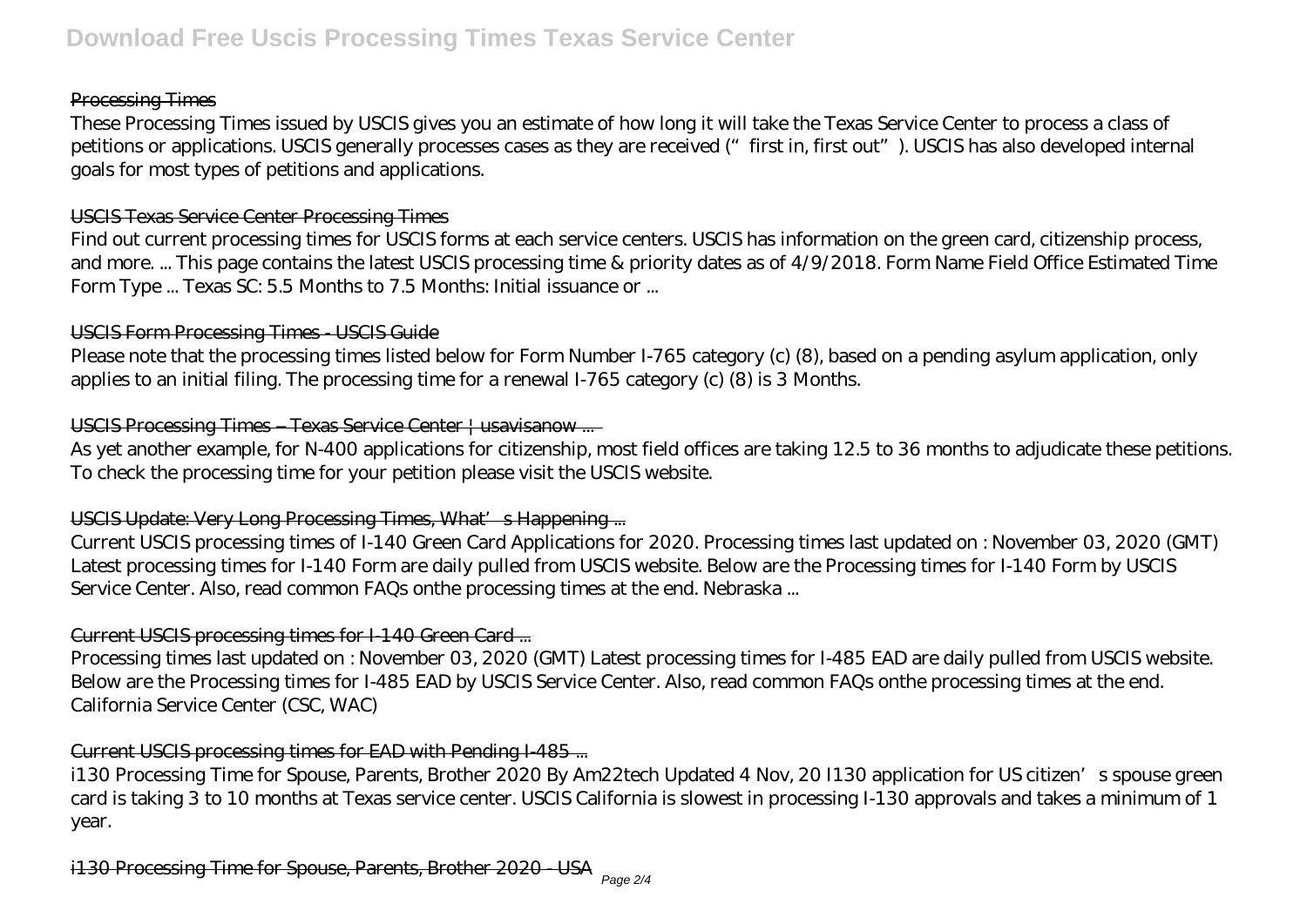## Processing Times

These Processing Times issued by USCIS gives you an estimate of how long it will take the Texas Service Center to process a class of petitions or applications. USCIS generally processes cases as they are received ("first in, first out"). USCIS has also developed internal goals for most types of petitions and applications.

## USCIS Texas Service Center Processing Times

Find out current processing times for USCIS forms at each service centers. USCIS has information on the green card, citizenship process, and more. ... This page contains the latest USCIS processing time & priority dates as of 4/9/2018. Form Name Field Office Estimated Time Form Type ... Texas SC: 5.5 Months to 7.5 Months: Initial issuance or ...

## USCIS Form Processing Times - USCIS Guide

Please note that the processing times listed below for Form Number I-765 category (c) (8), based on a pending asylum application, only applies to an initial filing. The processing time for a renewal I-765 category (c) (8) is 3 Months.

## USCIS Processing Times – Texas Service Center | usavisanow ...

As yet another example, for N-400 applications for citizenship, most field offices are taking 12.5 to 36 months to adjudicate these petitions. To check the processing time for your petition please visit the USCIS website.

## USCIS Update: Very Long Processing Times, What's Happening ...

Current USCIS processing times of I-140 Green Card Applications for 2020. Processing times last updated on : November 03, 2020 (GMT) Latest processing times for I-140 Form are daily pulled from USCIS website. Below are the Processing times for I-140 Form by USCIS Service Center. Also, read common FAQs onthe processing times at the end. Nebraska ...

## Current USCIS processing times for I-140 Green Card ...

Processing times last updated on : November 03, 2020 (GMT) Latest processing times for I-485 EAD are daily pulled from USCIS website. Below are the Processing times for I-485 EAD by USCIS Service Center. Also, read common FAQs onthe processing times at the end. California Service Center (CSC, WAC)

## Current USCIS processing times for EAD with Pending I-485 ...

i130 Processing Time for Spouse, Parents, Brother 2020 By Am22tech Updated 4 Nov, 20 I130 application for US citizen's spouse green card is taking 3 to 10 months at Texas service center. USCIS California is slowest in processing I-130 approvals and takes a minimum of 1 year.

## i130 Processing Time for Spouse, Parents, Brother 2020 - USA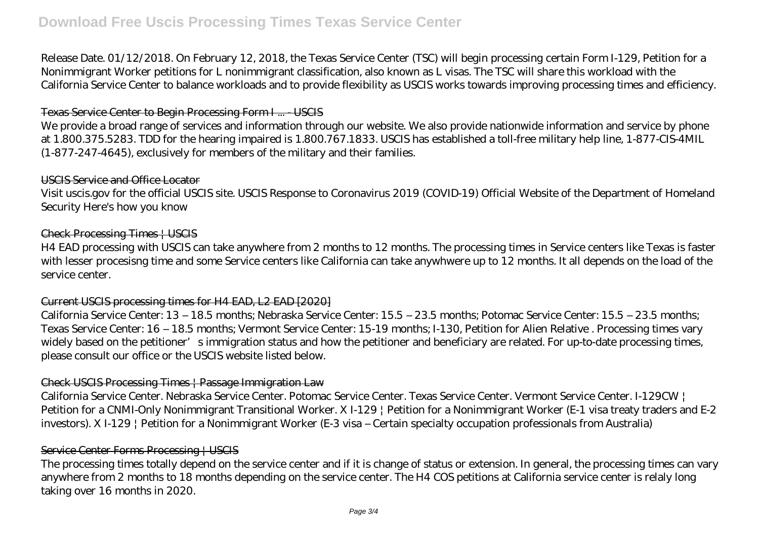Release Date. 01/12/2018. On February 12, 2018, the Texas Service Center (TSC) will begin processing certain Form I-129, Petition for a Nonimmigrant Worker petitions for L nonimmigrant classification, also known as L visas. The TSC will share this workload with the California Service Center to balance workloads and to provide flexibility as USCIS works towards improving processing times and efficiency.

## Texas Service Center to Begin Processing Form I ... - USCIS

We provide a broad range of services and information through our website. We also provide nationwide information and service by phone at 1.800.375.5283. TDD for the hearing impaired is 1.800.767.1833. USCIS has established a toll-free military help line, 1-877-CIS-4MIL (1-877-247-4645), exclusively for members of the military and their families.

## USCIS Service and Office Locator

Visit uscis.gov for the official USCIS site. USCIS Response to Coronavirus 2019 (COVID-19) Official Website of the Department of Homeland Security Here's how you know

## Check Processing Times | USCIS

H4 EAD processing with USCIS can take anywhere from 2 months to 12 months. The processing times in Service centers like Texas is faster with lesser procesisng time and some Service centers like California can take anywhwere up to 12 months. It all depends on the load of the service center.

## Current USCIS processing times for H4 EAD, L2 EAD [2020]

California Service Center: 13 – 18.5 months; Nebraska Service Center: 15.5 – 23.5 months; Potomac Service Center: 15.5 – 23.5 months; Texas Service Center: 16 – 18.5 months; Vermont Service Center: 15-19 months; I-130, Petition for Alien Relative . Processing times vary widely based on the petitioner' s immigration status and how the petitioner and beneficiary are related. For up-to-date processing times, please consult our office or the USCIS website listed below.

## Check USCIS Processing Times | Passage Immigration Law

California Service Center. Nebraska Service Center. Potomac Service Center. Texas Service Center. Vermont Service Center. I-129CW | Petition for a CNMI-Only Nonimmigrant Transitional Worker. X I-129 | Petition for a Nonimmigrant Worker (E-1 visa treaty traders and E-2 investors). X I-129 | Petition for a Nonimmigrant Worker (E-3 visa – Certain specialty occupation professionals from Australia)

## Service Center Forms Processing | USCIS

The processing times totally depend on the service center and if it is change of status or extension. In general, the processing times can vary anywhere from 2 months to 18 months depending on the service center. The H4 COS petitions at California service center is relaly long taking over 16 months in 2020.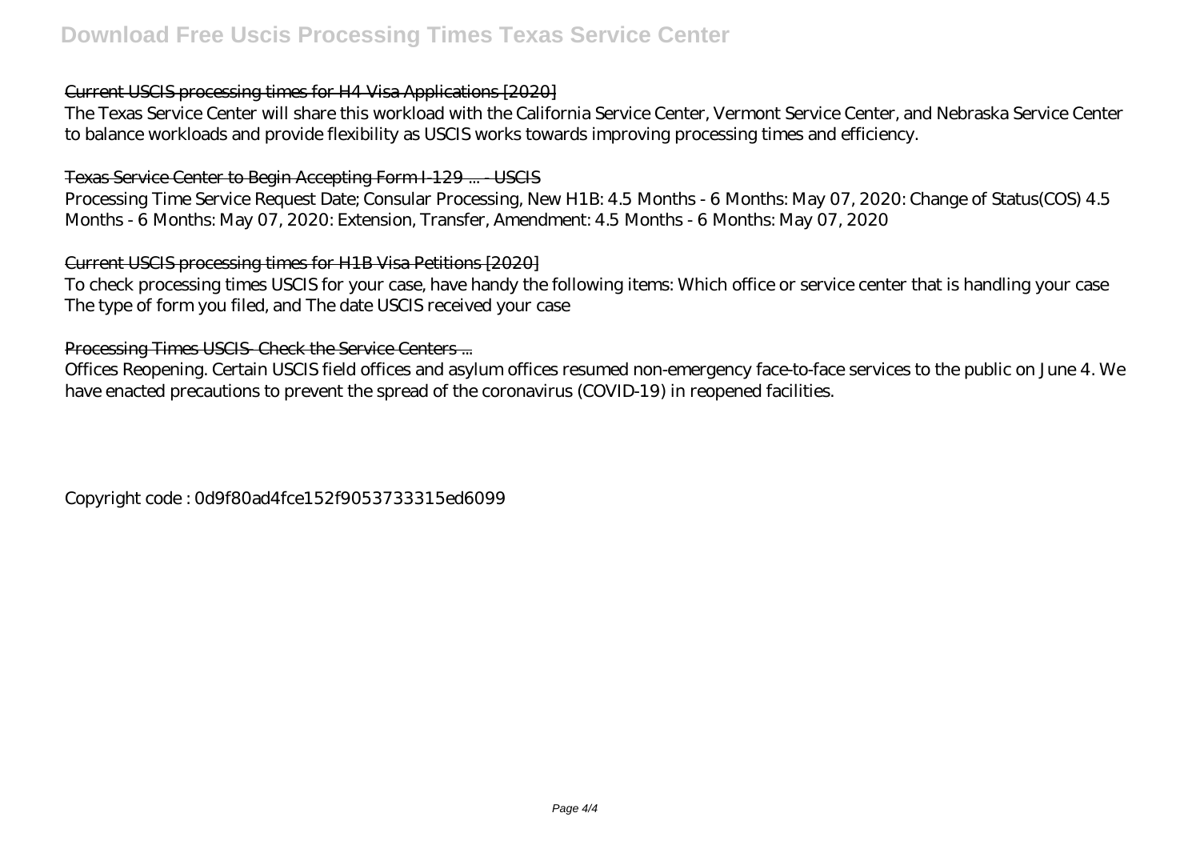Current USCIS processing times for H4 Visa Applications [2020]

The Texas Service Center will share this workload with the California Service Center, Vermont Service Center, and Nebraska Service Center to balance workloads and provide flexibility as USCIS works towards improving processing times and efficiency.

Texas Service Center to Begin Accepting Form I-129 ... - USCIS

Processing Time Service Request Date; Consular Processing, New H1B: 4.5 Months - 6 Months: May 07, 2020: Change of Status(COS) 4.5 Months - 6 Months: May 07, 2020: Extension, Transfer, Amendment: 4.5 Months - 6 Months: May 07, 2020

Current USCIS processing times for H1B Visa Petitions [2020]

To check processing times USCIS for your case, have handy the following items: Which office or service center that is handling your case The type of form you filed, and The date USCIS received your case

Processing Times USCIS- Check the Service Centers ...

Offices Reopening. Certain USCIS field offices and asylum offices resumed non-emergency face-to-face services to the public on June 4. We have enacted precautions to prevent the spread of the coronavirus (COVID-19) in reopened facilities.

Copyright code : 0d9f80ad4fce152f9053733315ed6099